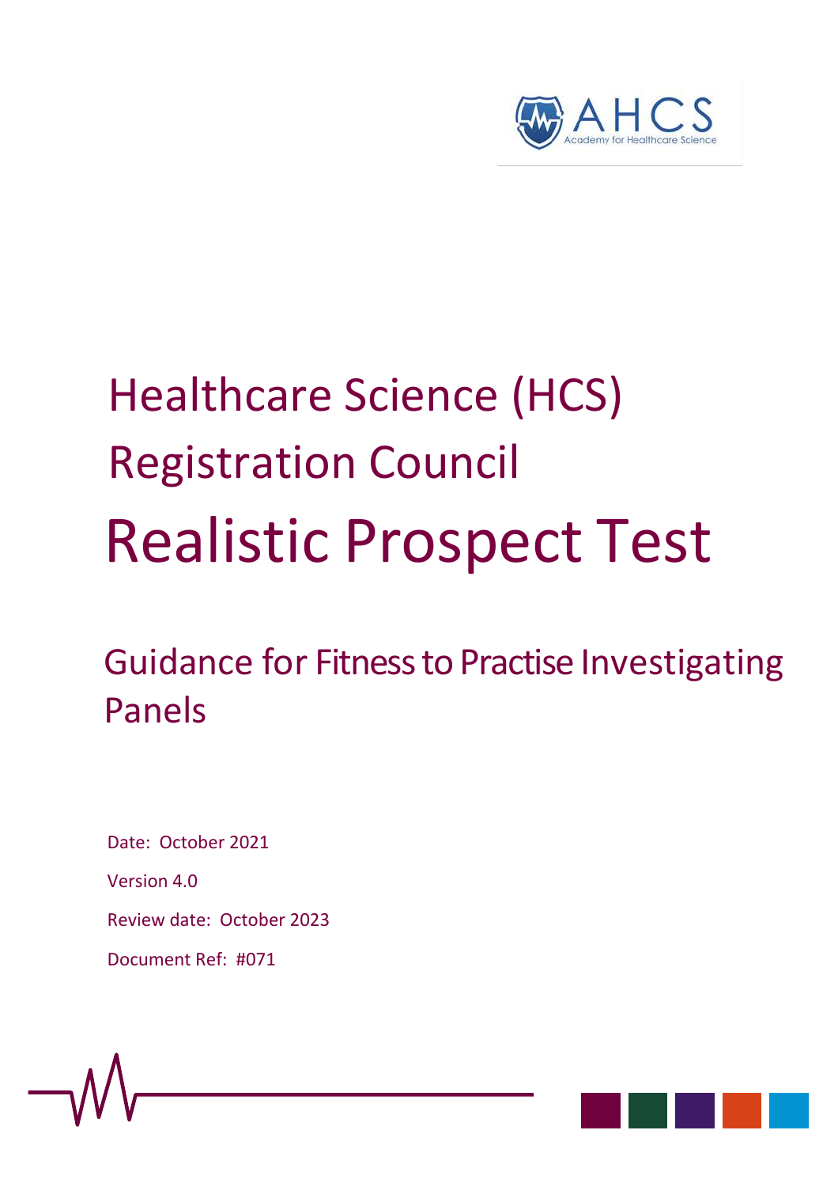AHCS
Academy for Healthcare Science

# Healthcare Science (HCS) Registration Council

# Realistic Prospect Test

## Guidance for Fitness to Practise Investigating Panels

Date: October 2021

Version 4.0

Review date: October 2023

Document Ref: #071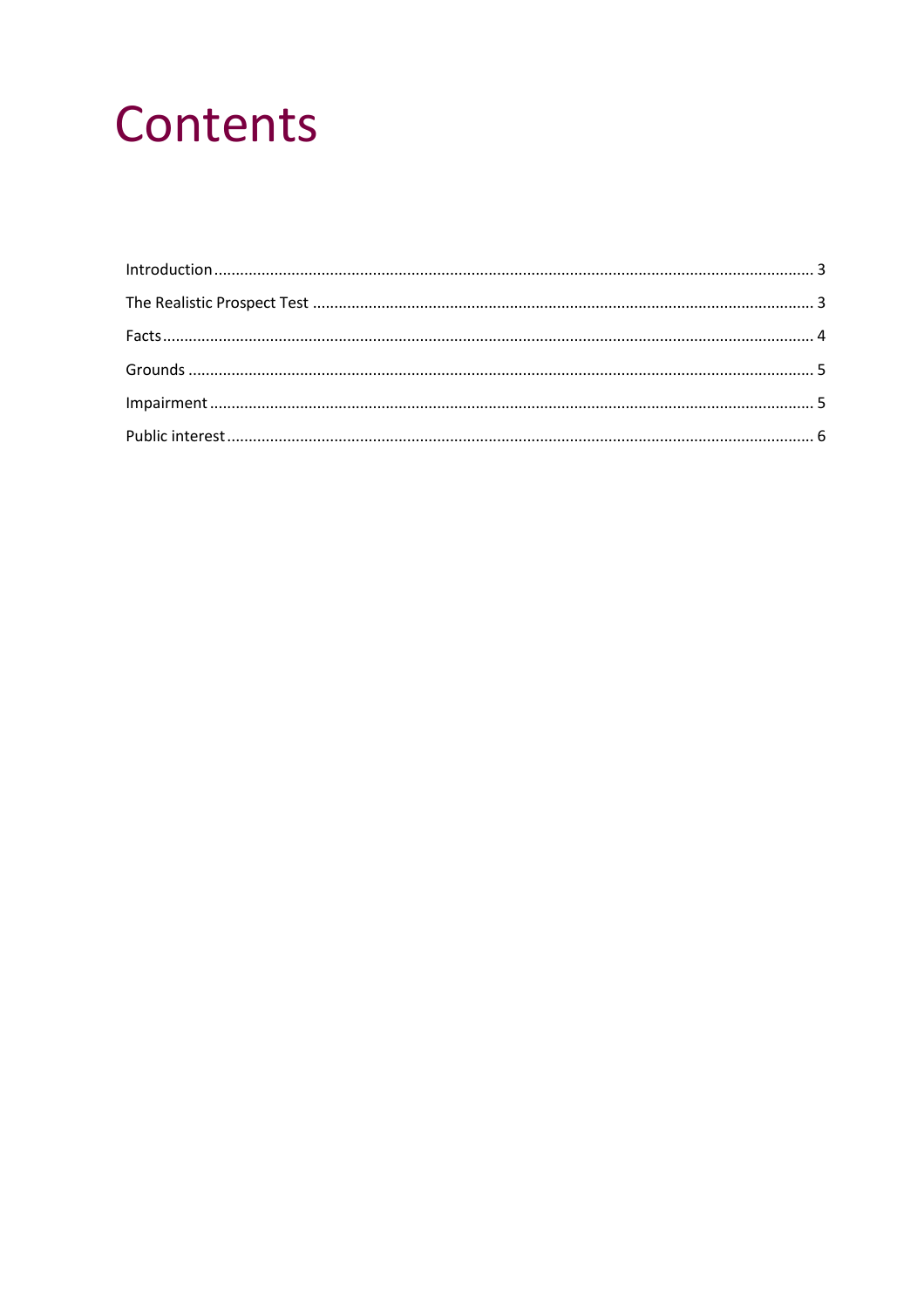# Contents

- Introduction .................................................................................................................... 3
- The Realistic Prospect Test ............................................................................................. 3
- Facts ................................................................................................................................ 4
- Grounds ........................................................................................................................... 5
- Impairment ...................................................................................................................... 5
- Public interest ................................................................................................................. 6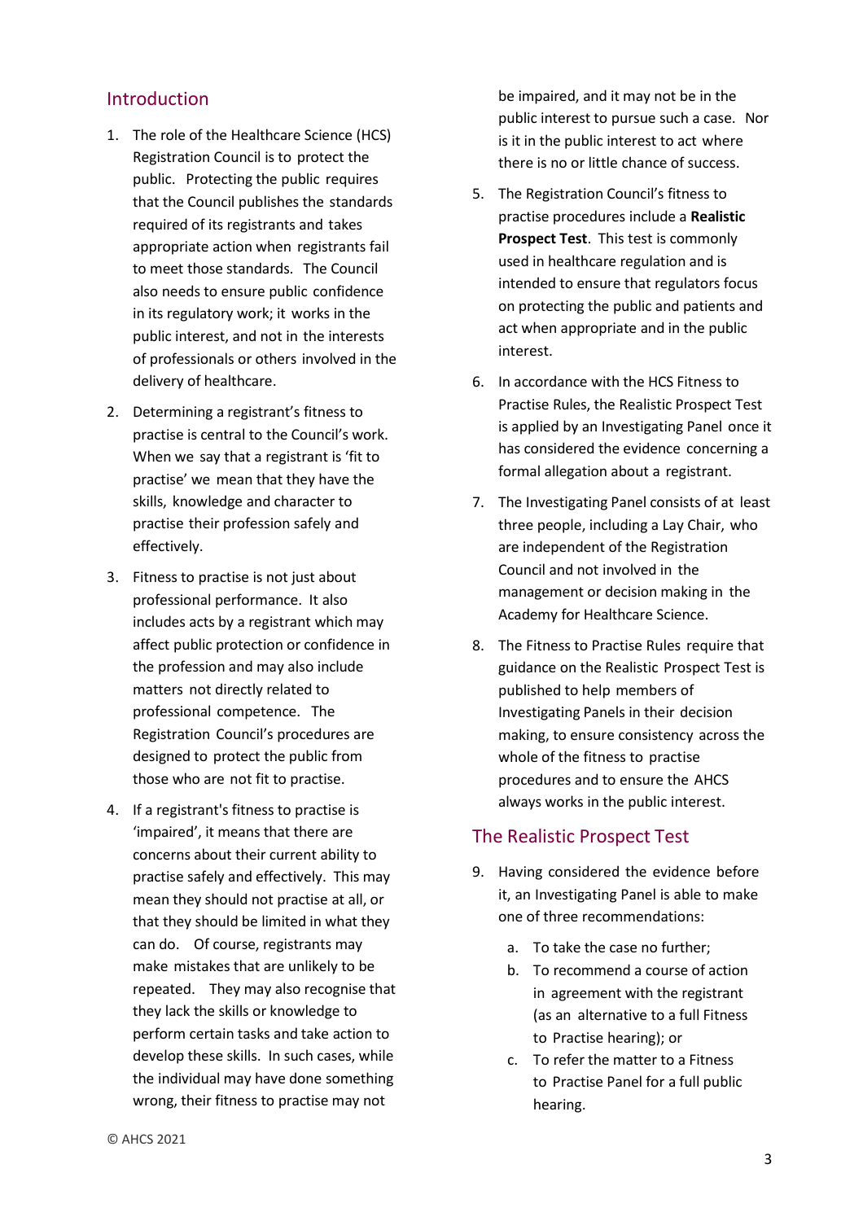## Introduction

1. The role of the Healthcare Science (HCS) Registration Council is to protect the public. Protecting the public requires that the Council publishes the standards required of its registrants and takes appropriate action when registrants fail to meet those standards. The Council also needs to ensure public confidence in its regulatory work; it works in the public interest, and not in the interests of professionals or others involved in the delivery of healthcare.

2. Determining a registrant's fitness to practise is central to the Council's work. When we say that a registrant is 'fit to practise' we mean that they have the skills, knowledge and character to practise their profession safely and effectively.

3. Fitness to practise is not just about professional performance. It also includes acts by a registrant which may affect public protection or confidence in the profession and may also include matters not directly related to professional competence. The Registration Council's procedures are designed to protect the public from those who are not fit to practise.

4. If a registrant's fitness to practise is 'impaired', it means that there are concerns about their current ability to practise safely and effectively. This may mean they should not practise at all, or that they should be limited in what they can do. Of course, registrants may make mistakes that are unlikely to be repeated. They may also recognise that they lack the skills or knowledge to perform certain tasks and take action to develop these skills. In such cases, while the individual may have done something wrong, their fitness to practise may not be impaired, and it may not be in the public interest to pursue such a case. Nor is it in the public interest to act where there is no or little chance of success.

5. The Registration Council's fitness to practise procedures include a **Realistic Prospect Test**. This test is commonly used in healthcare regulation and is intended to ensure that regulators focus on protecting the public and patients and act when appropriate and in the public interest.

6. In accordance with the HCS Fitness to Practise Rules, the Realistic Prospect Test is applied by an Investigating Panel once it has considered the evidence concerning a formal allegation about a registrant.

7. The Investigating Panel consists of at least three people, including a Lay Chair, who are independent of the Registration Council and not involved in the management or decision making in the Academy for Healthcare Science.

8. The Fitness to Practise Rules require that guidance on the Realistic Prospect Test is published to help members of Investigating Panels in their decision making, to ensure consistency across the whole of the fitness to practise procedures and to ensure the AHCS always works in the public interest.

## The Realistic Prospect Test

9. Having considered the evidence before it, an Investigating Panel is able to make one of three recommendations:

   a. To take the case no further;
   b. To recommend a course of action in agreement with the registrant (as an alternative to a full Fitness to Practise hearing); or
   c. To refer the matter to a Fitness to Practise Panel for a full public hearing.

© AHCS 2021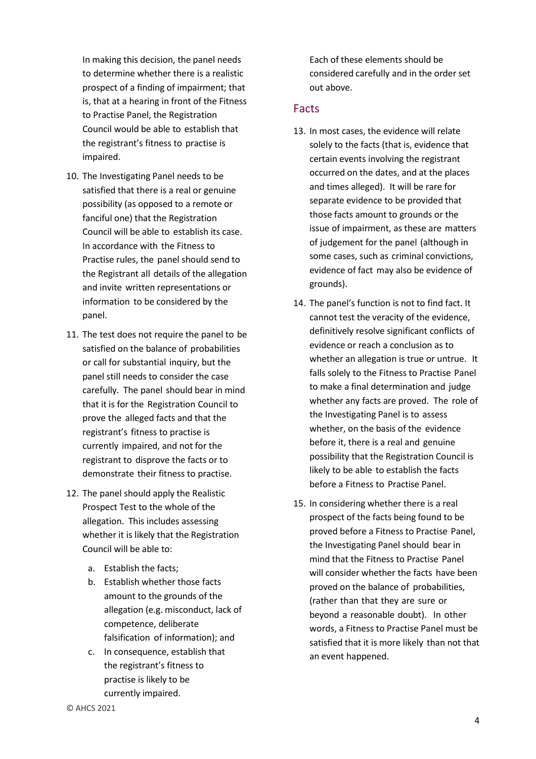In making this decision, the panel needs to determine whether there is a realistic prospect of a finding of impairment; that is, that at a hearing in front of the Fitness to Practise Panel, the Registration Council would be able to establish that the registrant's fitness to practise is impaired.

10. The Investigating Panel needs to be satisfied that there is a real or genuine possibility (as opposed to a remote or fanciful one) that the Registration Council will be able to establish its case. In accordance with the Fitness to Practise rules, the panel should send to the Registrant all details of the allegation and invite written representations or information to be considered by the panel.

11. The test does not require the panel to be satisfied on the balance of probabilities or call for substantial inquiry, but the panel still needs to consider the case carefully. The panel should bear in mind that it is for the Registration Council to prove the alleged facts and that the registrant's fitness to practise is currently impaired, and not for the registrant to disprove the facts or to demonstrate their fitness to practise.

12. The panel should apply the Realistic Prospect Test to the whole of the allegation. This includes assessing whether it is likely that the Registration Council will be able to:

    a. Establish the facts;
    b. Establish whether those facts amount to the grounds of the allegation (e.g. misconduct, lack of competence, deliberate falsification of information); and
    c. In consequence, establish that the registrant's fitness to practise is likely to be currently impaired.

    Each of these elements should be considered carefully and in the order set out above.

## Facts

13. In most cases, the evidence will relate solely to the facts (that is, evidence that certain events involving the registrant occurred on the dates, and at the places and times alleged). It will be rare for separate evidence to be provided that those facts amount to grounds or the issue of impairment, as these are matters of judgement for the panel (although in some cases, such as criminal convictions, evidence of fact may also be evidence of grounds).

14. The panel's function is not to find fact. It cannot test the veracity of the evidence, definitively resolve significant conflicts of evidence or reach a conclusion as to whether an allegation is true or untrue. It falls solely to the Fitness to Practise Panel to make a final determination and judge whether any facts are proved. The role of the Investigating Panel is to assess whether, on the basis of the evidence before it, there is a real and genuine possibility that the Registration Council is likely to be able to establish the facts before a Fitness to Practise Panel.

15. In considering whether there is a real prospect of the facts being found to be proved before a Fitness to Practise Panel, the Investigating Panel should bear in mind that the Fitness to Practise Panel will consider whether the facts have been proved on the balance of probabilities, (rather than that they are sure or beyond a reasonable doubt). In other words, a Fitness to Practise Panel must be satisfied that it is more likely than not that an event happened.

© AHCS 2021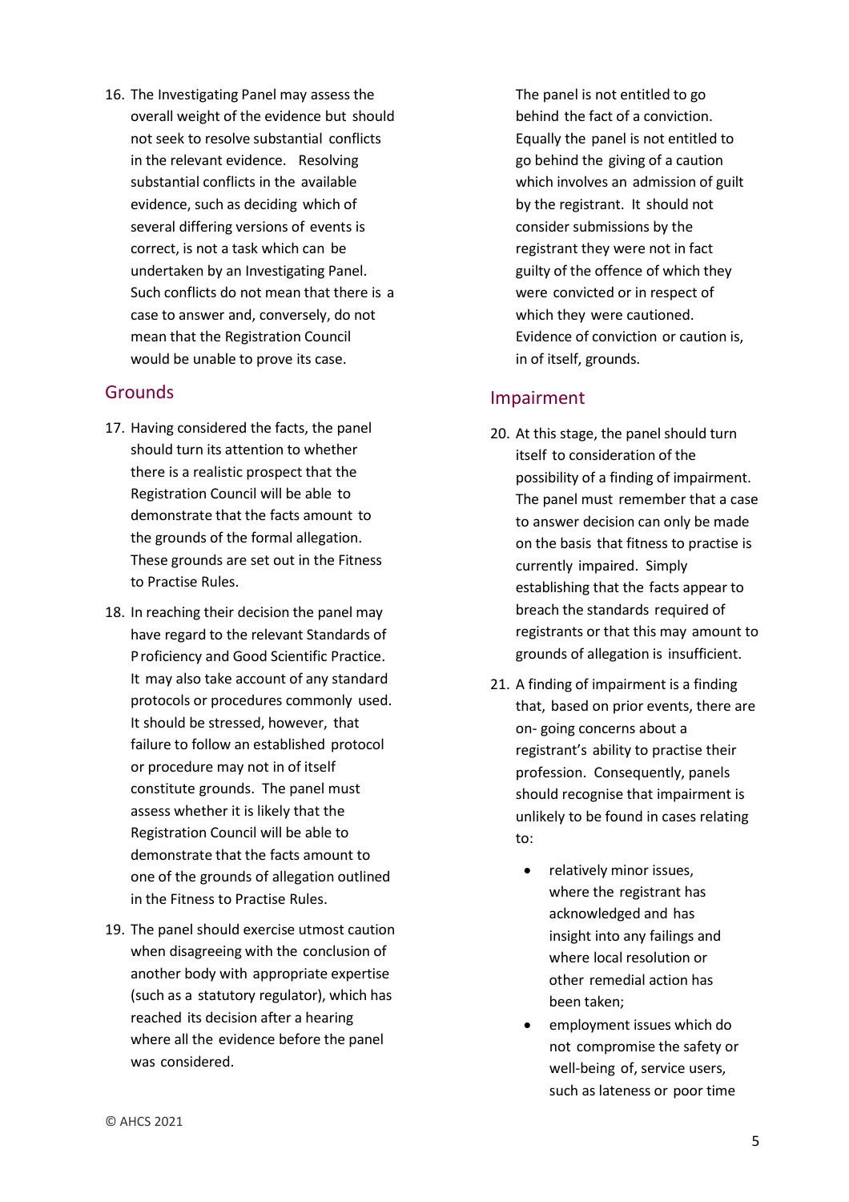16. The Investigating Panel may assess the overall weight of the evidence but should not seek to resolve substantial conflicts in the relevant evidence. Resolving substantial conflicts in the available evidence, such as deciding which of several differing versions of events is correct, is not a task which can be undertaken by an Investigating Panel. Such conflicts do not mean that there is a case to answer and, conversely, do not mean that the Registration Council would be unable to prove its case.

## Grounds

17. Having considered the facts, the panel should turn its attention to whether there is a realistic prospect that the Registration Council will be able to demonstrate that the facts amount to the grounds of the formal allegation. These grounds are set out in the Fitness to Practise Rules.

18. In reaching their decision the panel may have regard to the relevant Standards of Proficiency and Good Scientific Practice. It may also take account of any standard protocols or procedures commonly used. It should be stressed, however, that failure to follow an established protocol or procedure may not in of itself constitute grounds. The panel must assess whether it is likely that the Registration Council will be able to demonstrate that the facts amount to one of the grounds of allegation outlined in the Fitness to Practise Rules.

19. The panel should exercise utmost caution when disagreeing with the conclusion of another body with appropriate expertise (such as a statutory regulator), which has reached its decision after a hearing where all the evidence before the panel was considered.

    The panel is not entitled to go behind the fact of a conviction. Equally the panel is not entitled to go behind the giving of a caution which involves an admission of guilt by the registrant. It should not consider submissions by the registrant they were not in fact guilty of the offence of which they were convicted or in respect of which they were cautioned. Evidence of conviction or caution is, in of itself, grounds.

## Impairment

20. At this stage, the panel should turn itself to consideration of the possibility of a finding of impairment. The panel must remember that a case to answer decision can only be made on the basis that fitness to practise is currently impaired. Simply establishing that the facts appear to breach the standards required of registrants or that this may amount to grounds of allegation is insufficient.

21. A finding of impairment is a finding that, based on prior events, there are on- going concerns about a registrant's ability to practise their profession. Consequently, panels should recognise that impairment is unlikely to be found in cases relating to:

    - relatively minor issues, where the registrant has acknowledged and has insight into any failings and where local resolution or other remedial action has been taken;
    - employment issues which do not compromise the safety or well-being of, service users, such as lateness or poor time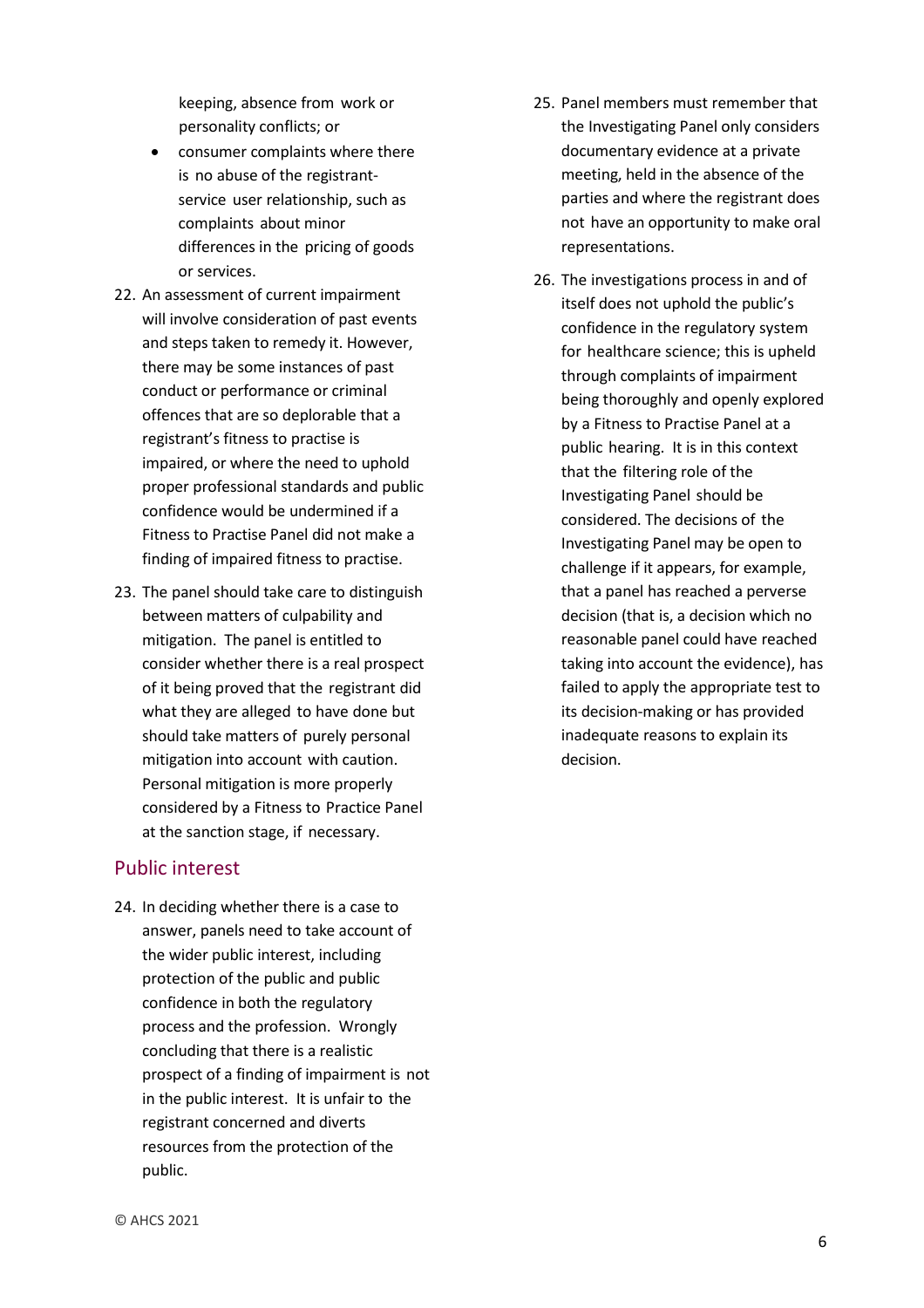keeping, absence from work or personality conflicts; or
- consumer complaints where there is no abuse of the registrant-service user relationship, such as complaints about minor differences in the pricing of goods or services.

22. An assessment of current impairment will involve consideration of past events and steps taken to remedy it. However, there may be some instances of past conduct or performance or criminal offences that are so deplorable that a registrant's fitness to practise is impaired, or where the need to uphold proper professional standards and public confidence would be undermined if a Fitness to Practise Panel did not make a finding of impaired fitness to practise.

23. The panel should take care to distinguish between matters of culpability and mitigation. The panel is entitled to consider whether there is a real prospect of it being proved that the registrant did what they are alleged to have done but should take matters of purely personal mitigation into account with caution. Personal mitigation is more properly considered by a Fitness to Practice Panel at the sanction stage, if necessary.

## Public interest

24. In deciding whether there is a case to answer, panels need to take account of the wider public interest, including protection of the public and public confidence in both the regulatory process and the profession. Wrongly concluding that there is a realistic prospect of a finding of impairment is not in the public interest. It is unfair to the registrant concerned and diverts resources from the protection of the public.

25. Panel members must remember that the Investigating Panel only considers documentary evidence at a private meeting, held in the absence of the parties and where the registrant does not have an opportunity to make oral representations.

26. The investigations process in and of itself does not uphold the public's confidence in the regulatory system for healthcare science; this is upheld through complaints of impairment being thoroughly and openly explored by a Fitness to Practise Panel at a public hearing. It is in this context that the filtering role of the Investigating Panel should be considered. The decisions of the Investigating Panel may be open to challenge if it appears, for example, that a panel has reached a perverse decision (that is, a decision which no reasonable panel could have reached taking into account the evidence), has failed to apply the appropriate test to its decision-making or has provided inadequate reasons to explain its decision.

© AHCS 2021